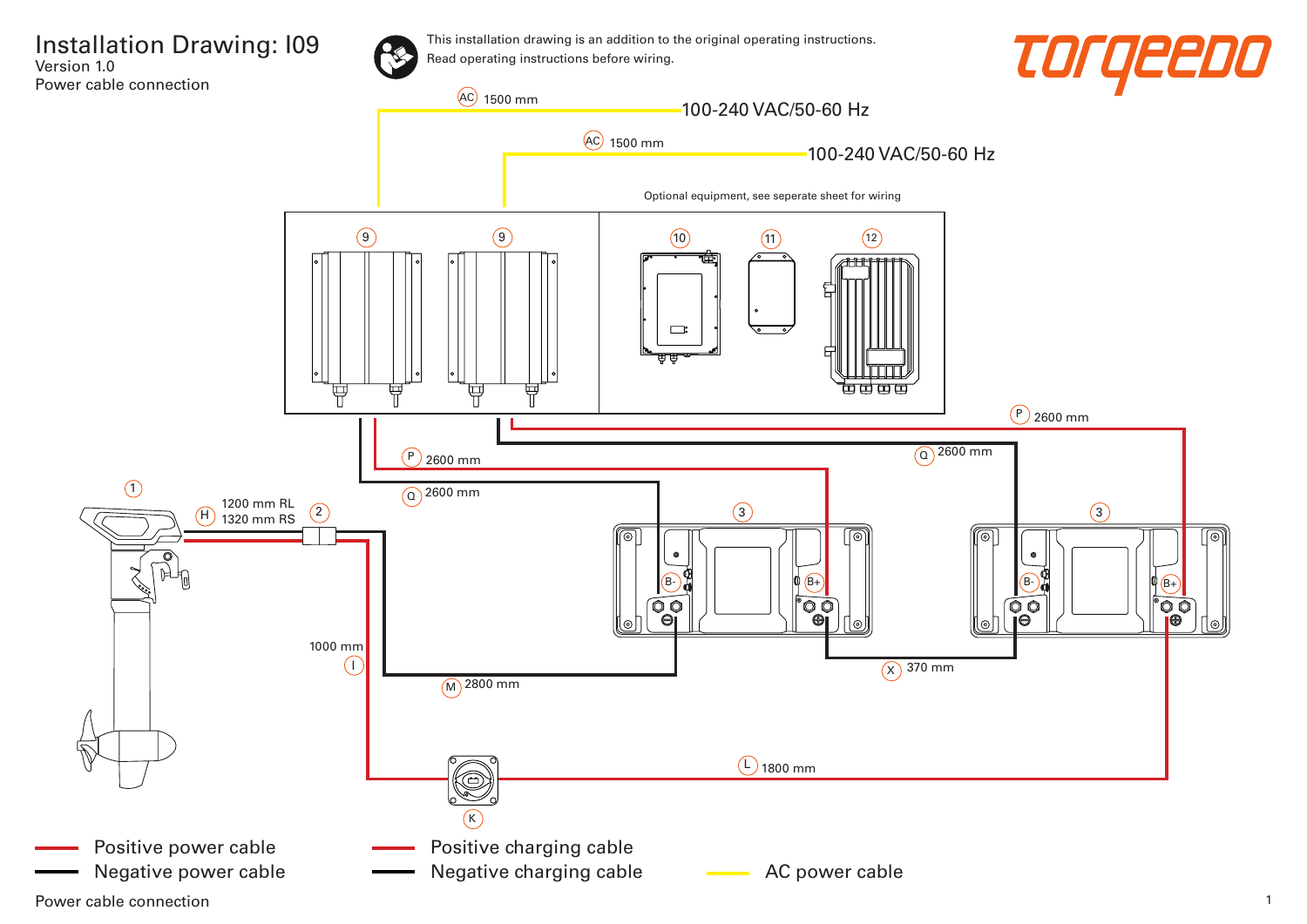# Installation Drawing: I09

Version 1.0

Power cable connection

This installation drawing is an addition to the original operating instructions.
Read operating instructions before wiring.

torqeedo

AC 1500 mm — 100-240 VAC/50-60 Hz

AC 1500 mm — 100-240 VAC/50-60 Hz

Optional equipment, see seperate sheet for wiring

9 9 10 11 12

P 2600 mm

Q 2600 mm

P 2600 mm

Q 2600 mm

1

H 1200 mm RL 1320 mm RS

2

3 3

B- B+ B- B+

1000 mm I

M 2800 mm

X 370 mm

L 1800 mm

K

| | |
|---|---|
| Positive power cable | Positive charging cable |
| Negative power cable | Negative charging cable |
| AC power cable | |

Power cable connection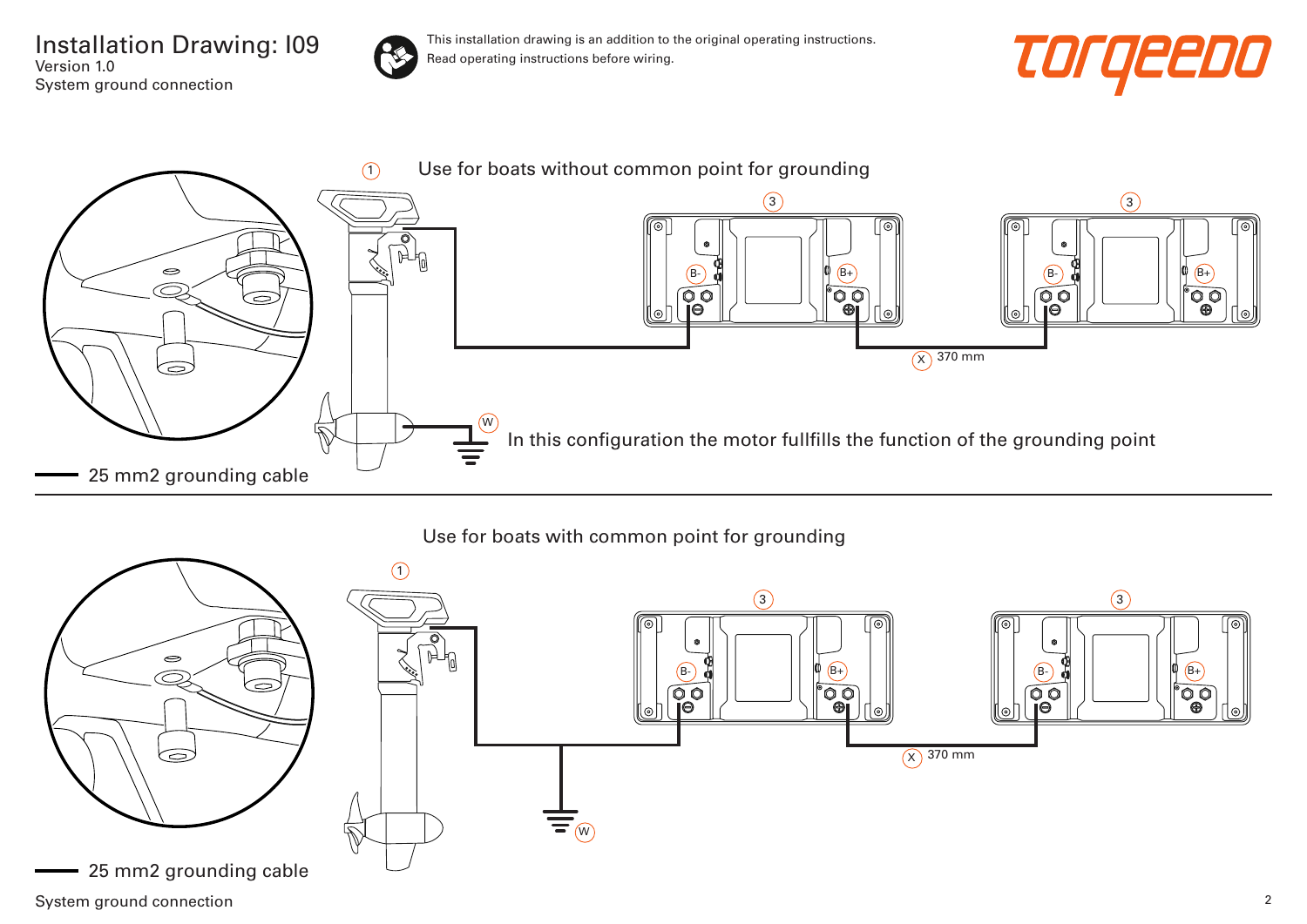# Installation Drawing: I09

Version 1.0

System ground connection

This installation drawing is an addition to the original operating instructions.
Read operating instructions before wiring.

torqeedo

1 Use for boats without common point for grounding

3 3

B- B+ B- B+

X 370 mm

W In this configuration the motor fullfills the function of the grounding point

25 mm2 grounding cable

Use for boats with common point for grounding

1

3 3

B- B+ B- B+

X 370 mm

W

25 mm2 grounding cable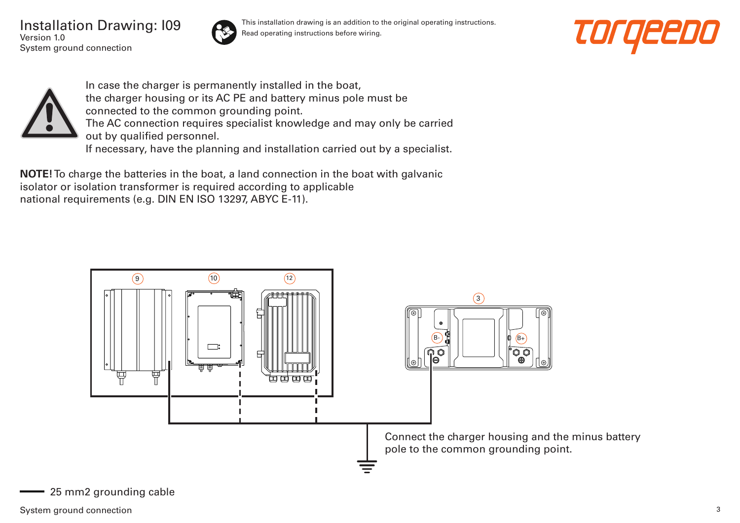# Installation Drawing: I09

Version 1.0

System ground connection

This installation drawing is an addition to the original operating instructions.
Read operating instructions before wiring.

torqeedo

In case the charger is permanently installed in the boat,
the charger housing or its AC PE and battery minus pole must be connected to the common grounding point.
The AC connection requires specialist knowledge and may only be carried out by qualified personnel.
If necessary, have the planning and installation carried out by a specialist.

**NOTE!** To charge the batteries in the boat, a land connection in the boat with galvanic isolator or isolation transformer is required according to applicable national requirements (e.g. DIN EN ISO 13297, ABYC E-11).

9 10 12

3

B- B+

Connect the charger housing and the minus battery pole to the common grounding point.

25 mm2 grounding cable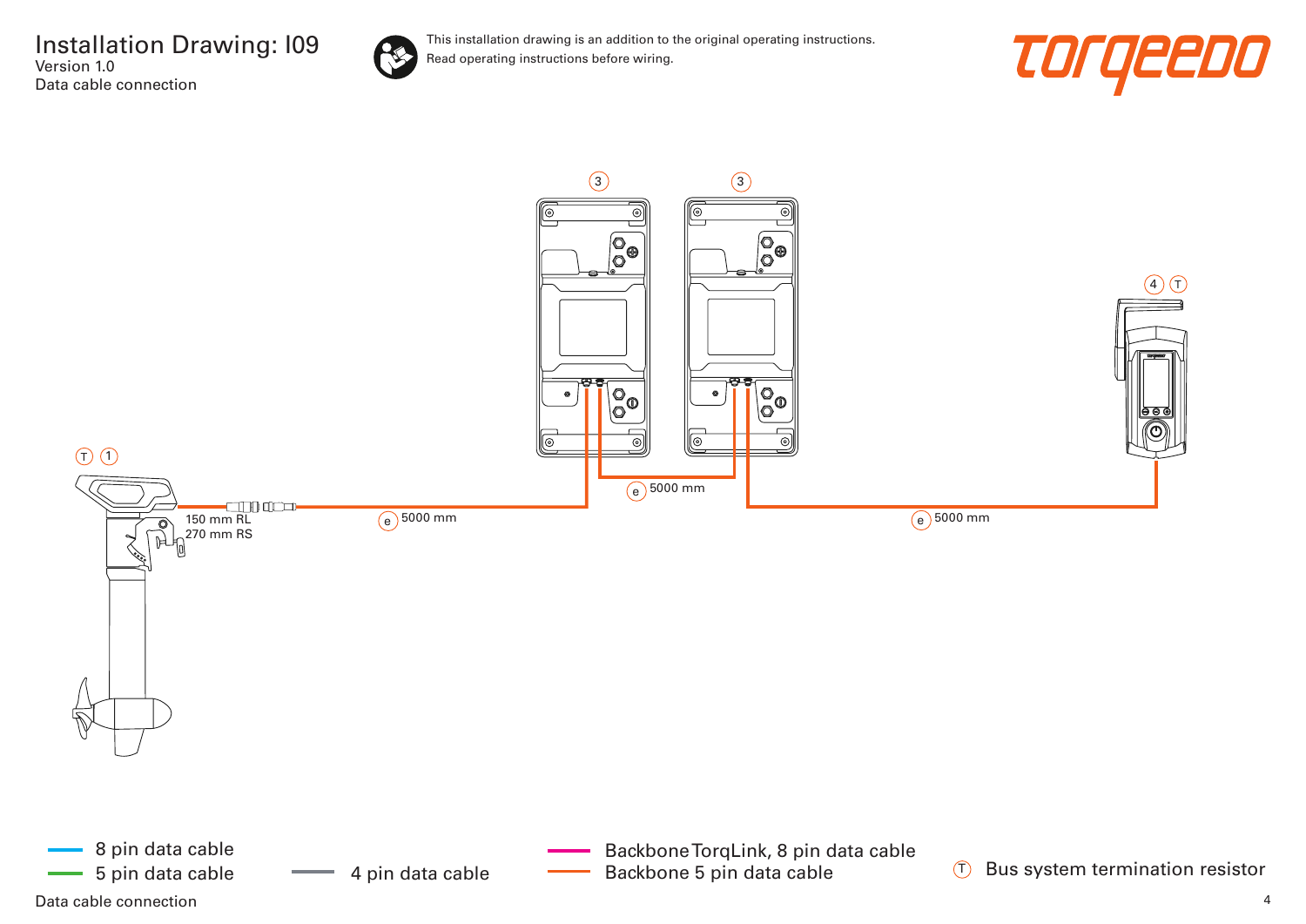# Installation Drawing: I09

Version 1.0

Data cable connection

This installation drawing is an addition to the original operating instructions.
Read operating instructions before wiring.

torqeedo

3

3

4 T

T 1

150 mm RL
270 mm RS

e 5000 mm

e 5000 mm

e 5000 mm

- 8 pin data cable
- 5 pin data cable
- 4 pin data cable
- Backbone TorqLink, 8 pin data cable
- Backbone 5 pin data cable
- T Bus system termination resistor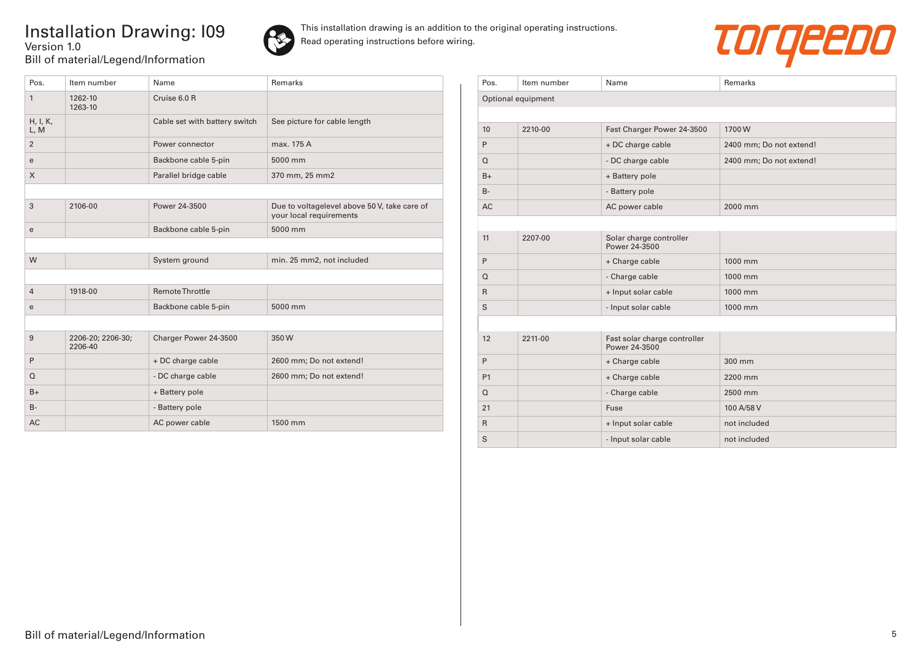# Installation Drawing: I09

Version 1.0

Bill of material/Legend/Information

This installation drawing is an addition to the original operating instructions.
Read operating instructions before wiring.

| Pos. | Item number | Name | Remarks |
|---|---|---|---|
| 1 | 1262-10<br>1263-10 | Cruise 6.0 R | |
| H, I, K, L, M | | Cable set with battery switch | See picture for cable length |
| 2 | | Power connector | max. 175 A |
| e | | Backbone cable 5-pin | 5000 mm |
| X | | Parallel bridge cable | 370 mm, 25 mm2 |
| | | | |
| 3 | 2106-00 | Power 24-3500 | Due to voltagelevel above 50 V, take care of your local requirements |
| e | | Backbone cable 5-pin | 5000 mm |
| | | | |
| W | | System ground | min. 25 mm2, not included |
| | | | |
| 4 | 1918-00 | Remote Throttle | |
| e | | Backbone cable 5-pin | 5000 mm |
| | | | |
| 9 | 2206-20; 2206-30; 2206-40 | Charger Power 24-3500 | 350 W |
| P | | + DC charge cable | 2600 mm; Do not extend! |
| Q | | - DC charge cable | 2600 mm; Do not extend! |
| B+ | | + Battery pole | |
| B- | | - Battery pole | |
| AC | | AC power cable | 1500 mm |

| Pos. | Item number | Name | Remarks |
|---|---|---|---|
| Optional equipment | | | |
| | | | |
| 10 | 2210-00 | Fast Charger Power 24-3500 | 1700 W |
| P | | + DC charge cable | 2400 mm; Do not extend! |
| Q | | - DC charge cable | 2400 mm; Do not extend! |
| B+ | | + Battery pole | |
| B- | | - Battery pole | |
| AC | | AC power cable | 2000 mm |
| | | | |
| 11 | 2207-00 | Solar charge controller Power 24-3500 | |
| P | | + Charge cable | 1000 mm |
| Q | | - Charge cable | 1000 mm |
| R | | + Input solar cable | 1000 mm |
| S | | - Input solar cable | 1000 mm |
| | | | |
| 12 | 2211-00 | Fast solar charge controller Power 24-3500 | |
| P | | + Charge cable | 300 mm |
| P1 | | + Charge cable | 2200 mm |
| Q | | - Charge cable | 2500 mm |
| 21 | | Fuse | 100 A/58 V |
| R | | + Input solar cable | not included |
| S | | - Input solar cable | not included |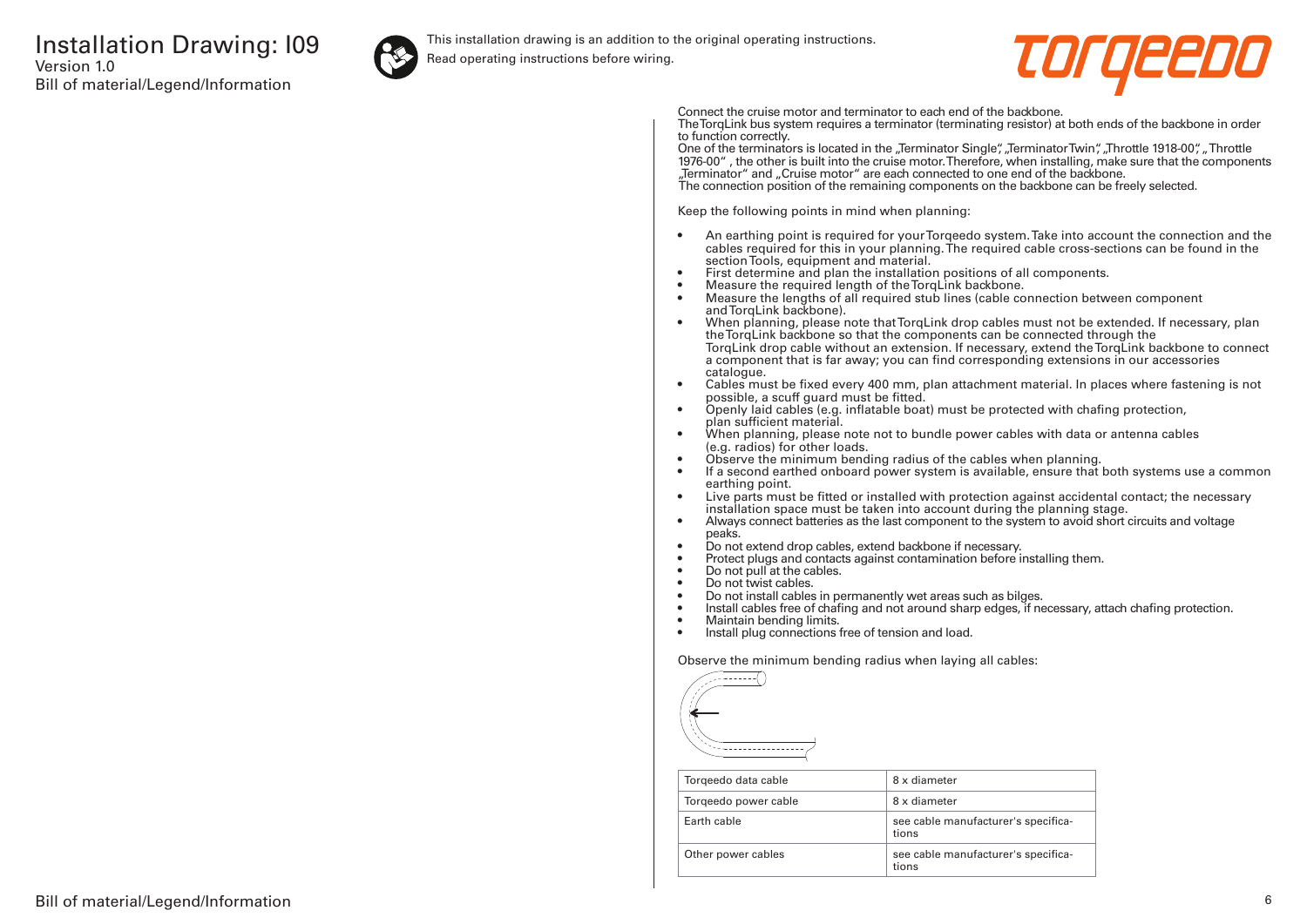# Installation Drawing: I09

Version 1.0

Bill of material/Legend/Information

This installation drawing is an addition to the original operating instructions.
Read operating instructions before wiring.

Connect the cruise motor and terminator to each end of the backbone.
The TorqLink bus system requires a terminator (terminating resistor) at both ends of the backbone in order to function correctly.
One of the terminators is located in the „Terminator Single", „Terminator Twin", „Throttle 1918-00", „ Throttle 1976-00" , the other is built into the cruise motor. Therefore, when installing, make sure that the components „Terminator" and „Cruise motor" are each connected to one end of the backbone.
The connection position of the remaining components on the backbone can be freely selected.

Keep the following points in mind when planning:

- An earthing point is required for your Torqeedo system. Take into account the connection and the cables required for this in your planning. The required cable cross-sections can be found in the section Tools, equipment and material.
- First determine and plan the installation positions of all components.
- Measure the required length of the TorqLink backbone.
- Measure the lengths of all required stub lines (cable connection between component and TorqLink backbone).
- When planning, please note that TorqLink drop cables must not be extended. If necessary, plan the TorqLink backbone so that the components can be connected through the TorqLink drop cable without an extension. If necessary, extend the TorqLink backbone to connect a component that is far away; you can find corresponding extensions in our accessories catalogue.
- Cables must be fixed every 400 mm, plan attachment material. In places where fastening is not possible, a scuff guard must be fitted.
- Openly laid cables (e.g. inflatable boat) must be protected with chafing protection, plan sufficient material.
- When planning, please note not to bundle power cables with data or antenna cables (e.g. radios) for other loads.
- Observe the minimum bending radius of the cables when planning.
- If a second earthed onboard power system is available, ensure that both systems use a common earthing point.
- Live parts must be fitted or installed with protection against accidental contact; the necessary installation space must be taken into account during the planning stage.
- Always connect batteries as the last component to the system to avoid short circuits and voltage peaks.
- Do not extend drop cables, extend backbone if necessary.
- Protect plugs and contacts against contamination before installing them.
- Do not pull at the cables.
- Do not twist cables.
- Do not install cables in permanently wet areas such as bilges.
- Install cables free of chafing and not around sharp edges, if necessary, attach chafing protection.
- Maintain bending limits.
- Install plug connections free of tension and load.

Observe the minimum bending radius when laying all cables:

| Torqeedo data cable | 8 x diameter |
|---|---|
| Torqeedo power cable | 8 x diameter |
| Earth cable | see cable manufacturer's specifications |
| Other power cables | see cable manufacturer's specifications |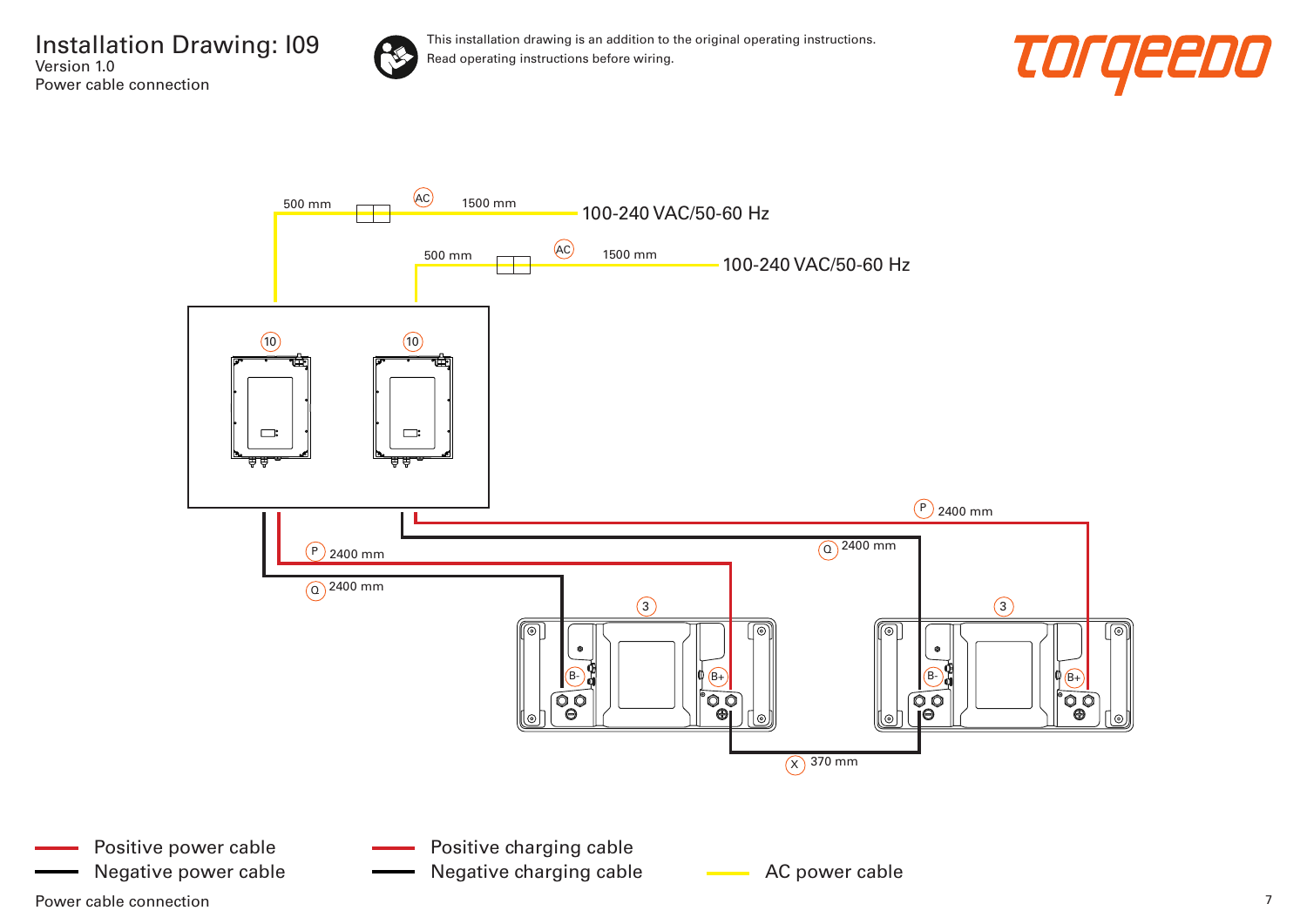# Installation Drawing: I09

Version 1.0
Power cable connection

This installation drawing is an addition to the original operating instructions.
Read operating instructions before wiring.

500 mm AC 1500 mm 100-240 VAC/50-60 Hz

500 mm AC 1500 mm 100-240 VAC/50-60 Hz

10 10

P 2400 mm

Q 2400 mm

P 2400 mm

Q 2400 mm

3 3

B- B+ B- B+

X 370 mm

- Positive power cable
- Negative power cable
- Positive charging cable
- Negative charging cable
- AC power cable

Power cable connection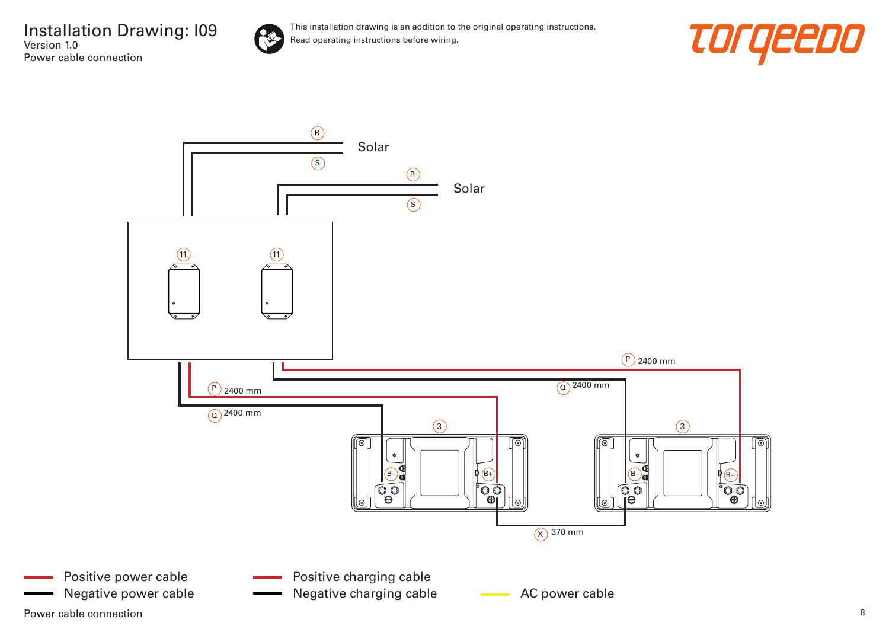# Installation Drawing: I09

Version 1.0

Power cable connection

This installation drawing is an addition to the original operating instructions.
Read operating instructions before wiring.

torqeedo

R

S

Solar

R

S

Solar

11

11

P 2400 mm

Q 2400 mm

P 2400 mm

Q 2400 mm

3

3

B-

B+

B-

B+

X 370 mm

Positive power cable

Negative power cable

Positive charging cable

Negative charging cable

AC power cable

Power cable connection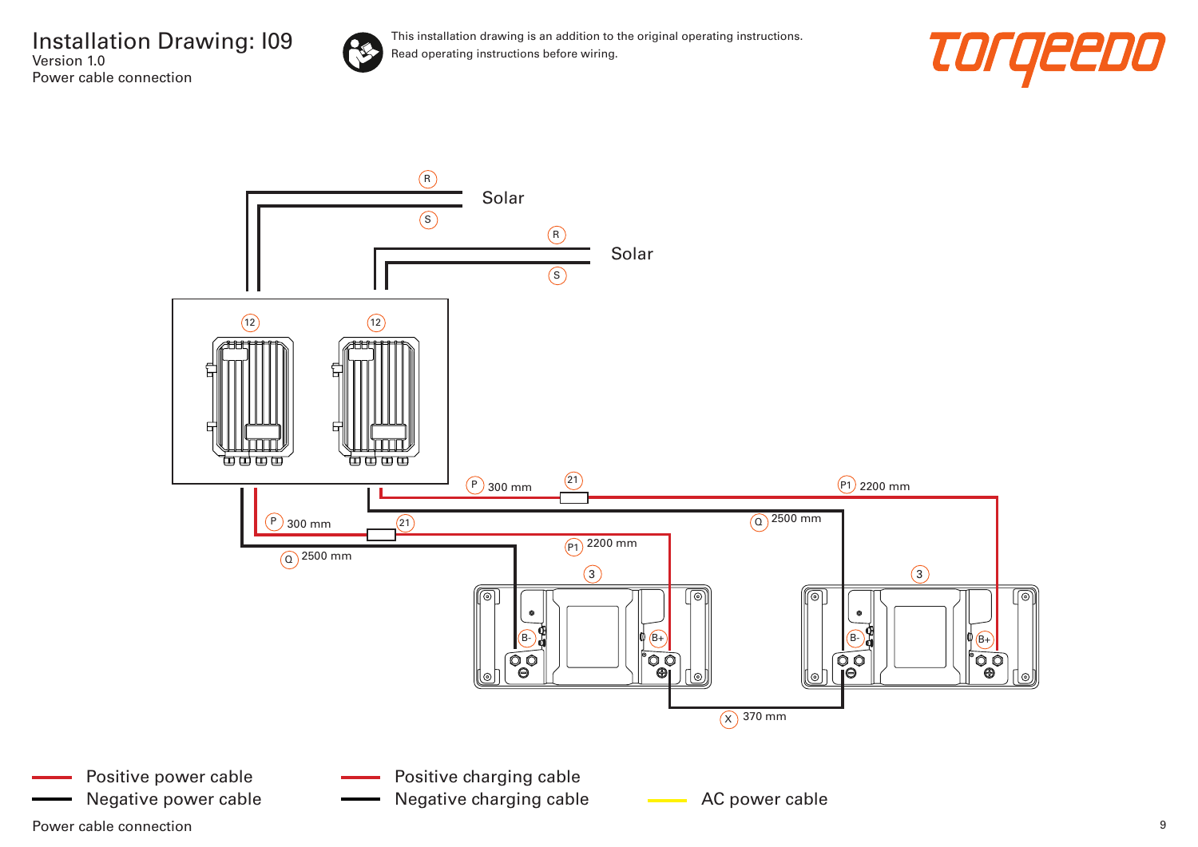# Installation Drawing: I09

Version 1.0

Power cable connection

This installation drawing is an addition to the original operating instructions.
Read operating instructions before wiring.

torqeedo

R
Solar
S
R
Solar
S

12
12

P 300 mm
21
P1 2200 mm
Q 2500 mm
P 300 mm
21
P1 2200 mm
Q 2500 mm
3
3
B-
B+
B-
B+
X 370 mm

Positive power cable
Negative power cable
Positive charging cable
Negative charging cable
AC power cable

Power cable connection